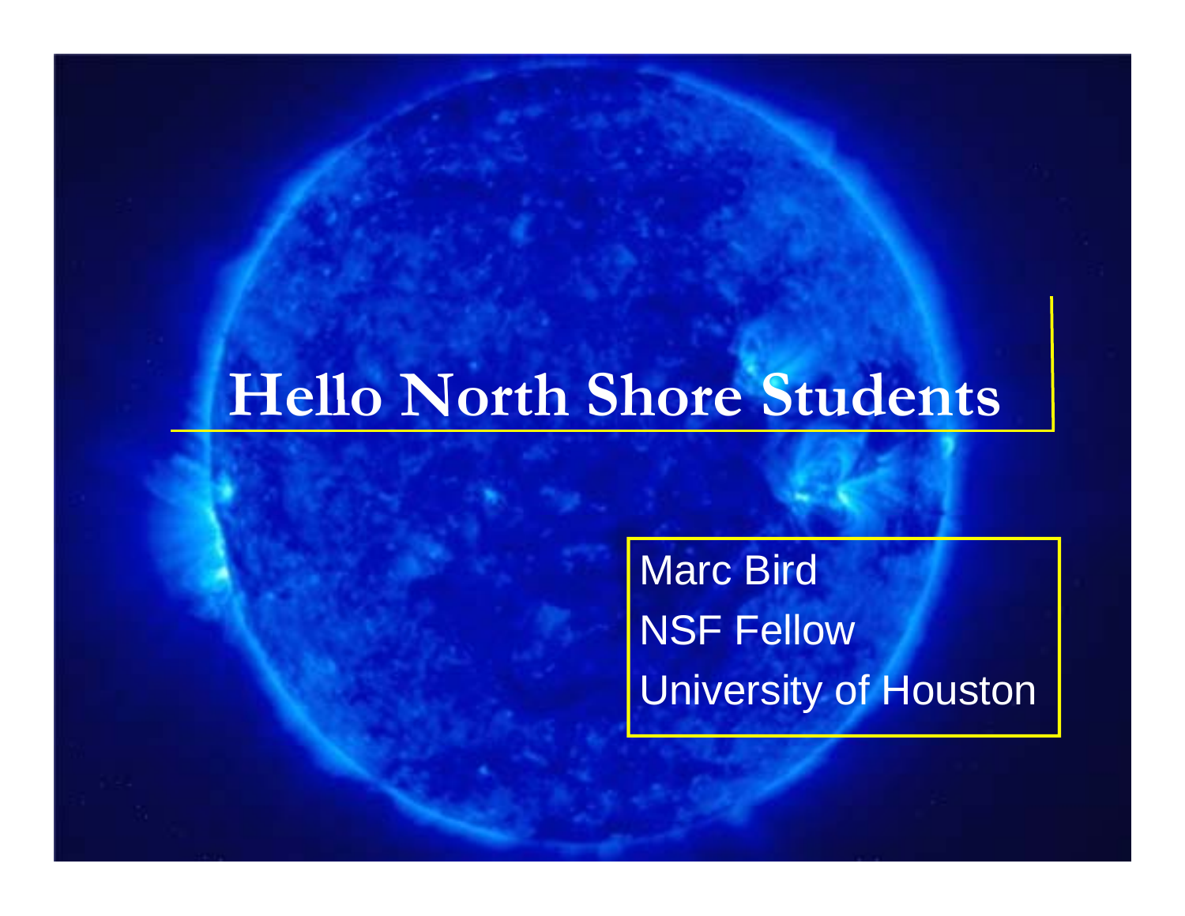# Hello North Shore Students

Marc Bird
NSF Fellow
University of Houston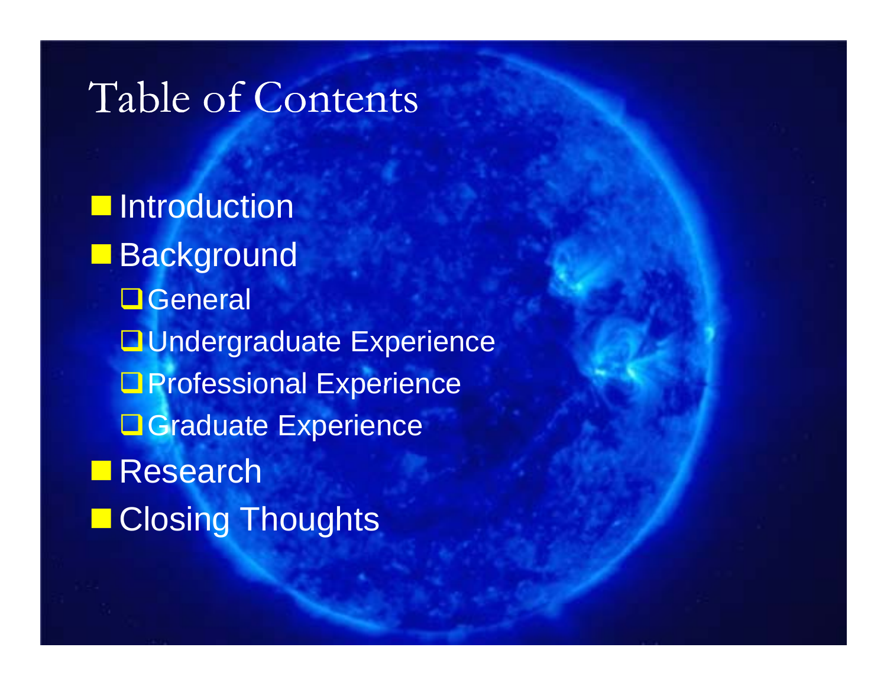# Table of Contents

- Introduction
- Background
  - General
  - Undergraduate Experience
  - Professional Experience
  - Graduate Experience
- Research
- Closing Thoughts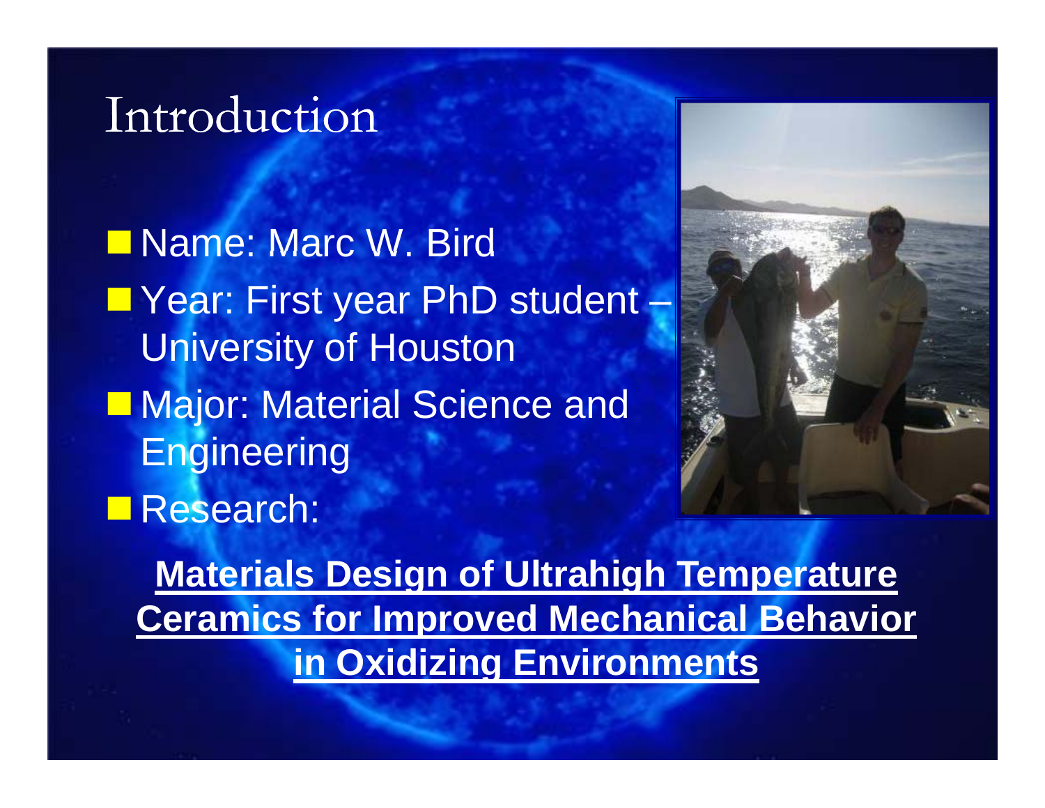# Introduction

- Name: Marc W. Bird
- Year: First year PhD student – University of Houston
- Major: Material Science and Engineering
- Research:

**Materials Design of Ultrahigh Temperature Ceramics for Improved Mechanical Behavior in Oxidizing Environments**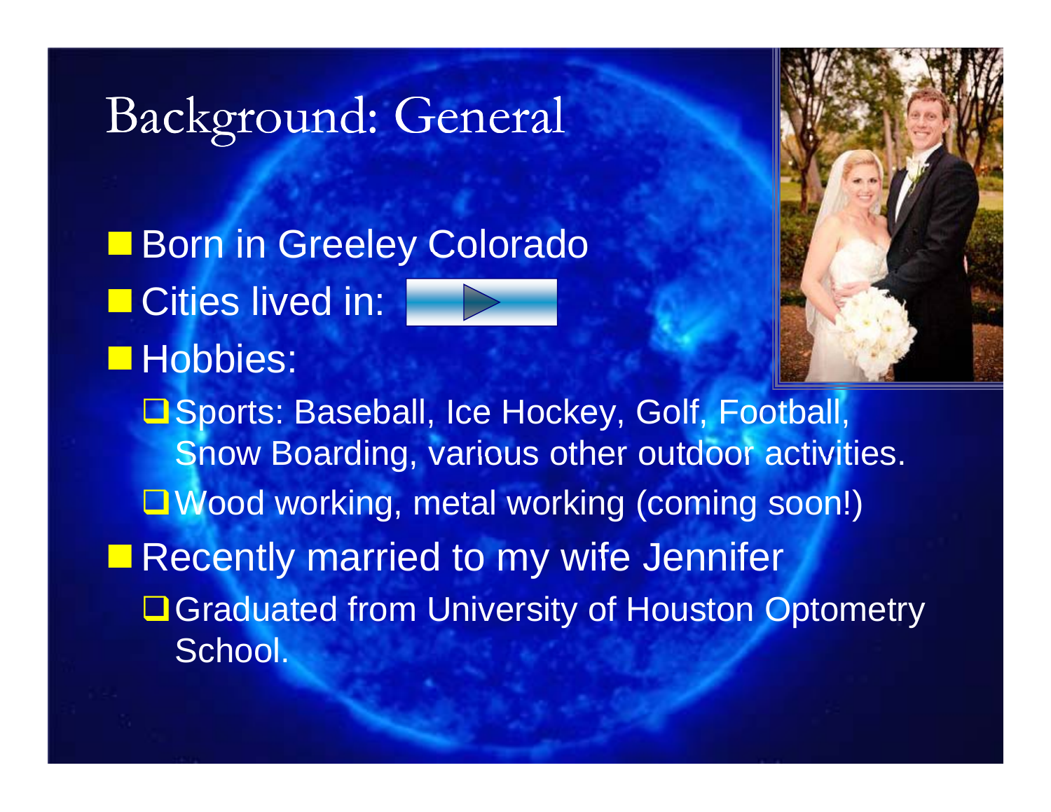# Background: General

- Born in Greeley Colorado
- Cities lived in:
- Hobbies:
  - Sports: Baseball, Ice Hockey, Golf, Football, Snow Boarding, various other outdoor activities.
  - Wood working, metal working (coming soon!)
- Recently married to my wife Jennifer
  - Graduated from University of Houston Optometry School.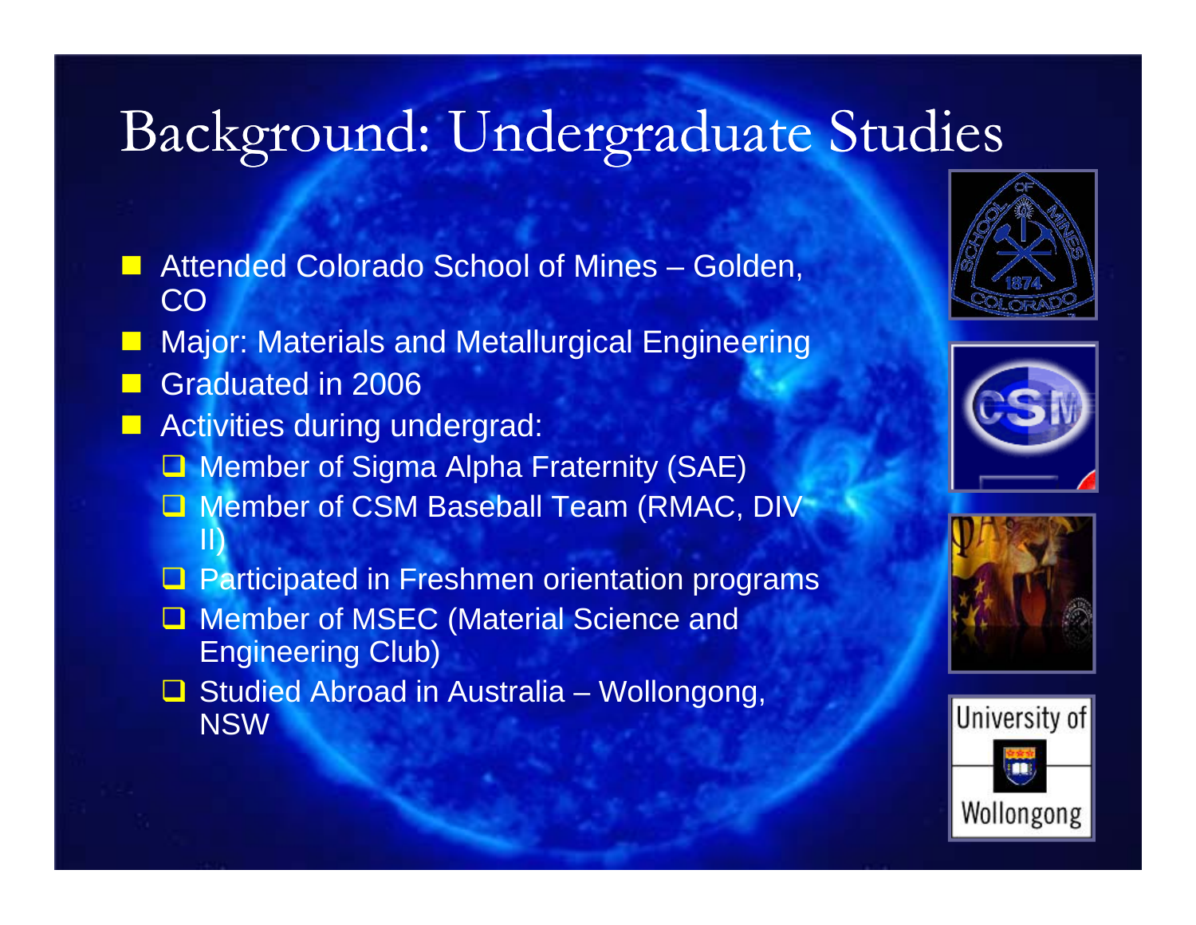# Background: Undergraduate Studies

- Attended Colorado School of Mines – Golden, CO
- Major: Materials and Metallurgical Engineering
- Graduated in 2006
- Activities during undergrad:
  - Member of Sigma Alpha Fraternity (SAE)
  - Member of CSM Baseball Team (RMAC, DIV II)
  - Participated in Freshmen orientation programs
  - Member of MSEC (Material Science and Engineering Club)
  - Studied Abroad in Australia – Wollongong, NSW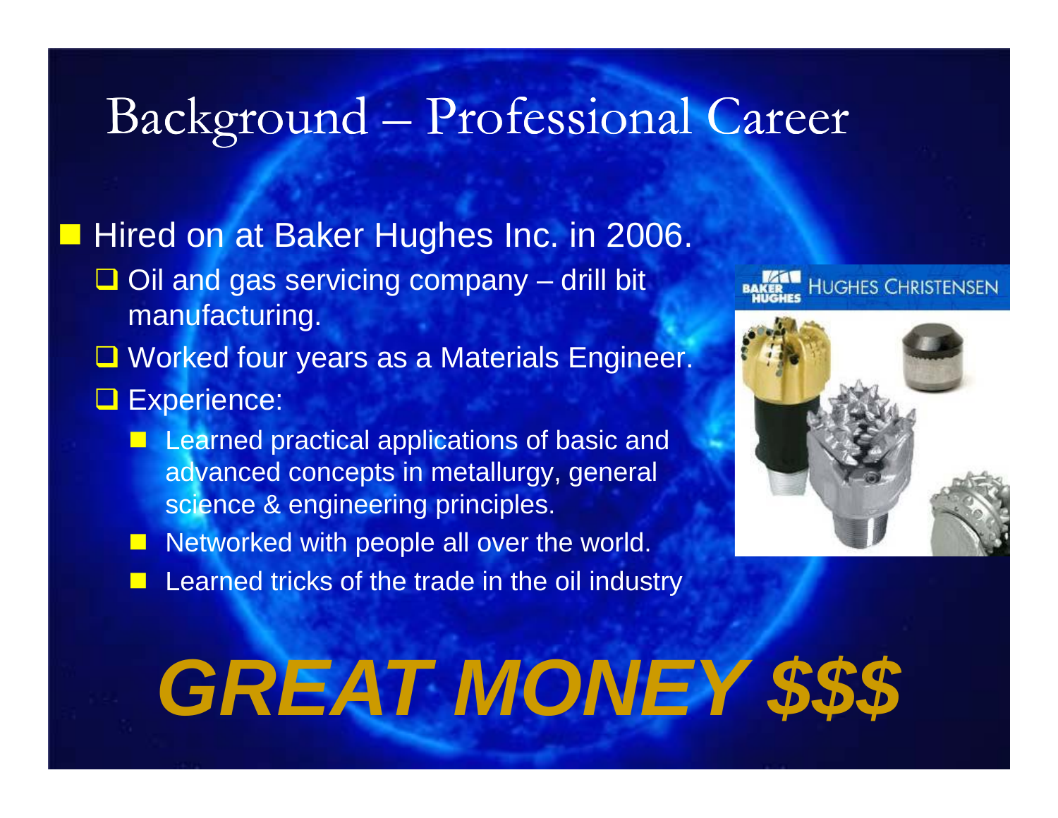# Background – Professional Career

- Hired on at Baker Hughes Inc. in 2006.
  - Oil and gas servicing company – drill bit manufacturing.
  - Worked four years as a Materials Engineer.
  - Experience:
    - Learned practical applications of basic and advanced concepts in metallurgy, general science & engineering principles.
    - Networked with people all over the world.
    - Learned tricks of the trade in the oil industry

BAKER HUGHES HUGHES CHRISTENSEN

***GREAT MONEY $$$***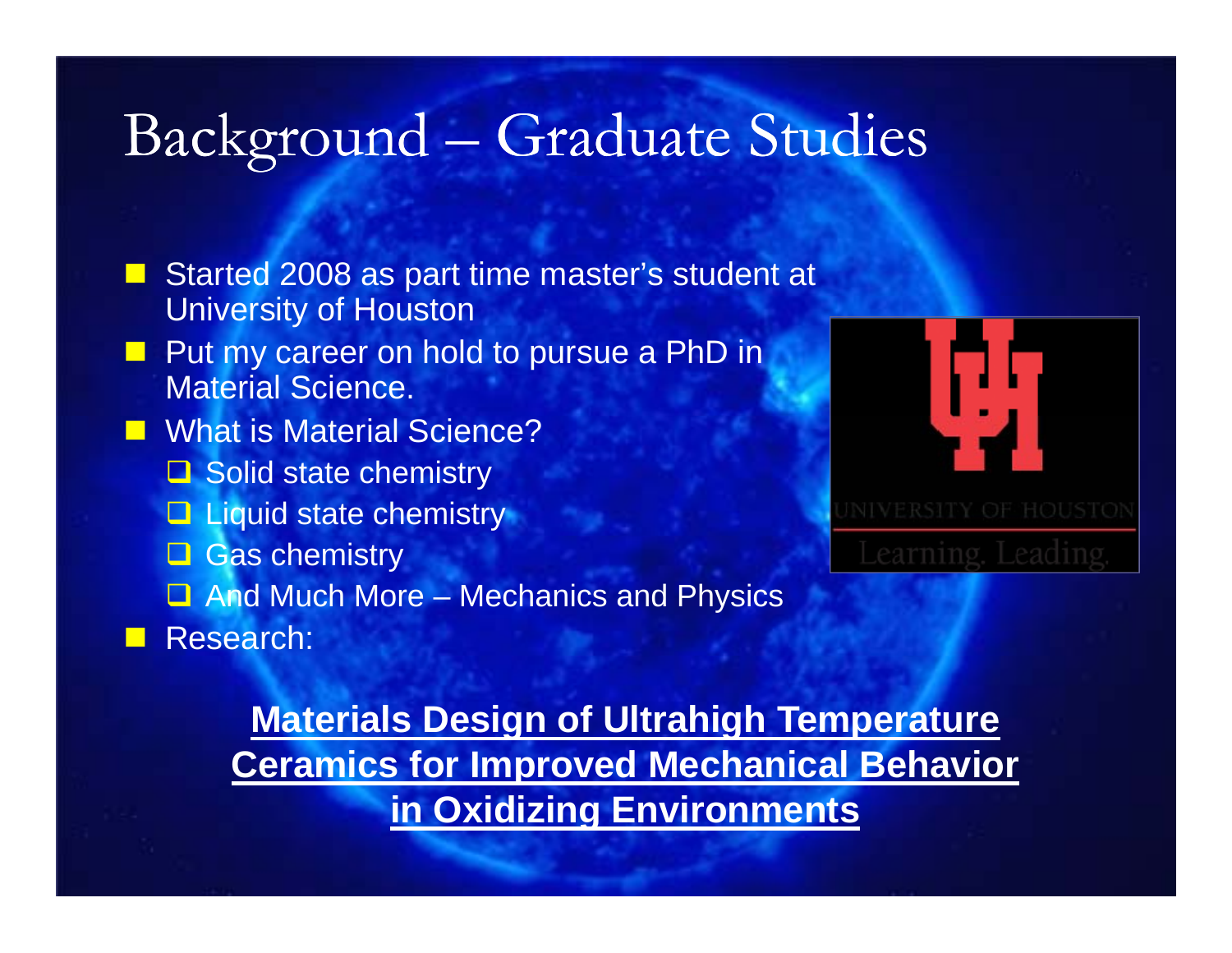# Background – Graduate Studies

- Started 2008 as part time master's student at University of Houston
- Put my career on hold to pursue a PhD in Material Science.
- What is Material Science?
  - Solid state chemistry
  - Liquid state chemistry
  - Gas chemistry
  - And Much More – Mechanics and Physics
- Research:

**Materials Design of Ultrahigh Temperature Ceramics for Improved Mechanical Behavior in Oxidizing Environments**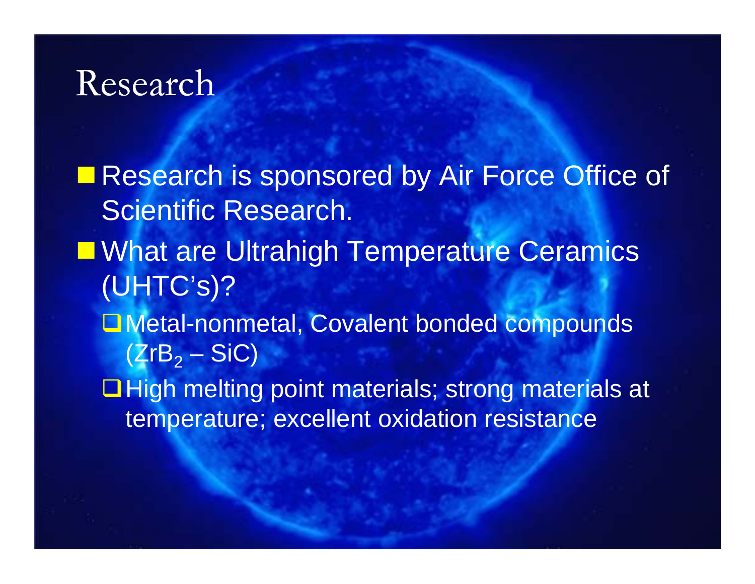# Research

- Research is sponsored by Air Force Office of Scientific Research.
- What are Ultrahigh Temperature Ceramics (UHTC's)?
  - Metal-nonmetal, Covalent bonded compounds ($ZrB_2$ – SiC)
  - High melting point materials; strong materials at temperature; excellent oxidation resistance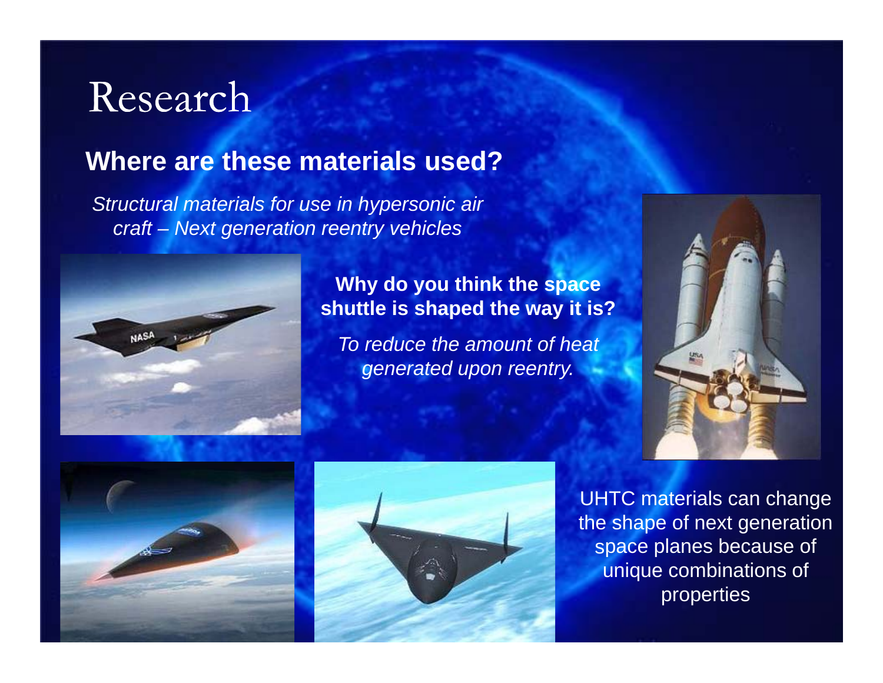# Research

## Where are these materials used?

*Structural materials for use in hypersonic air craft – Next generation reentry vehicles*

**Why do you think the space shuttle is shaped the way it is?**

*To reduce the amount of heat generated upon reentry.*

UHTC materials can change the shape of next generation space planes because of unique combinations of properties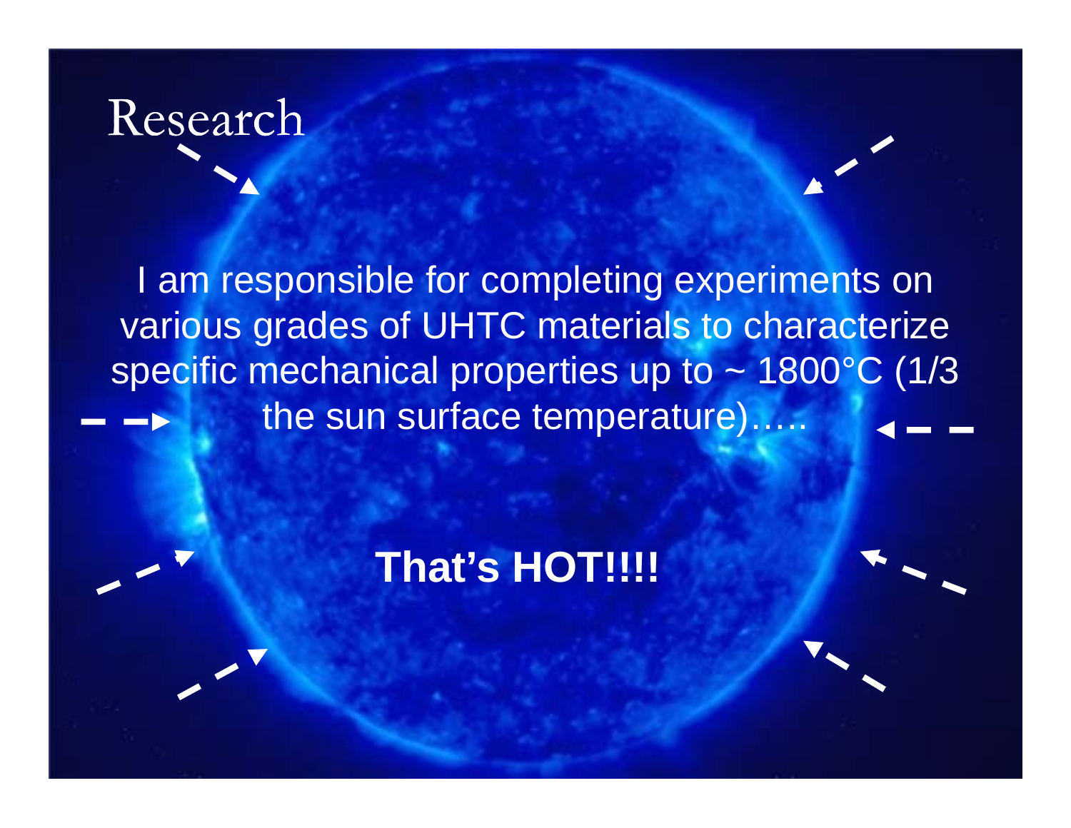# Research

I am responsible for completing experiments on various grades of UHTC materials to characterize specific mechanical properties up to ~ 1800°C (1/3 the sun surface temperature)…..

**That's HOT!!!!**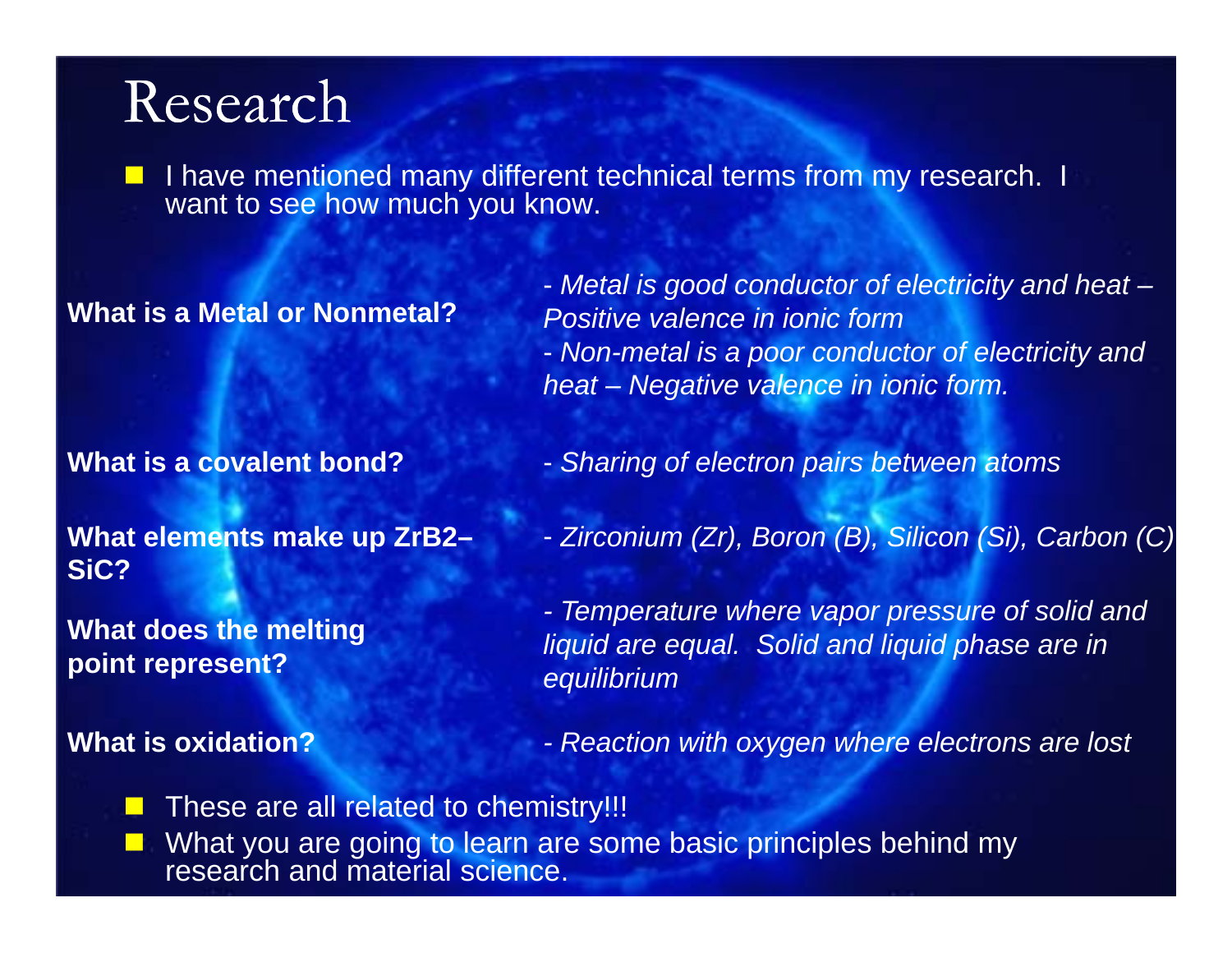# Research

- I have mentioned many different technical terms from my research. I want to see how much you know.

**What is a Metal or Nonmetal?**

*- Metal is good conductor of electricity and heat – Positive valence in ionic form*
*- Non-metal is a poor conductor of electricity and heat – Negative valence in ionic form.*

**What is a covalent bond?**

*- Sharing of electron pairs between atoms*

**What elements make up $ZrB_2$–SiC?**

*- Zirconium (Zr), Boron (B), Silicon (Si), Carbon (C)*

**What does the melting point represent?**

*- Temperature where vapor pressure of solid and liquid are equal. Solid and liquid phase are in equilibrium*

**What is oxidation?**

*- Reaction with oxygen where electrons are lost*

- These are all related to chemistry!!!
- What you are going to learn are some basic principles behind my research and material science.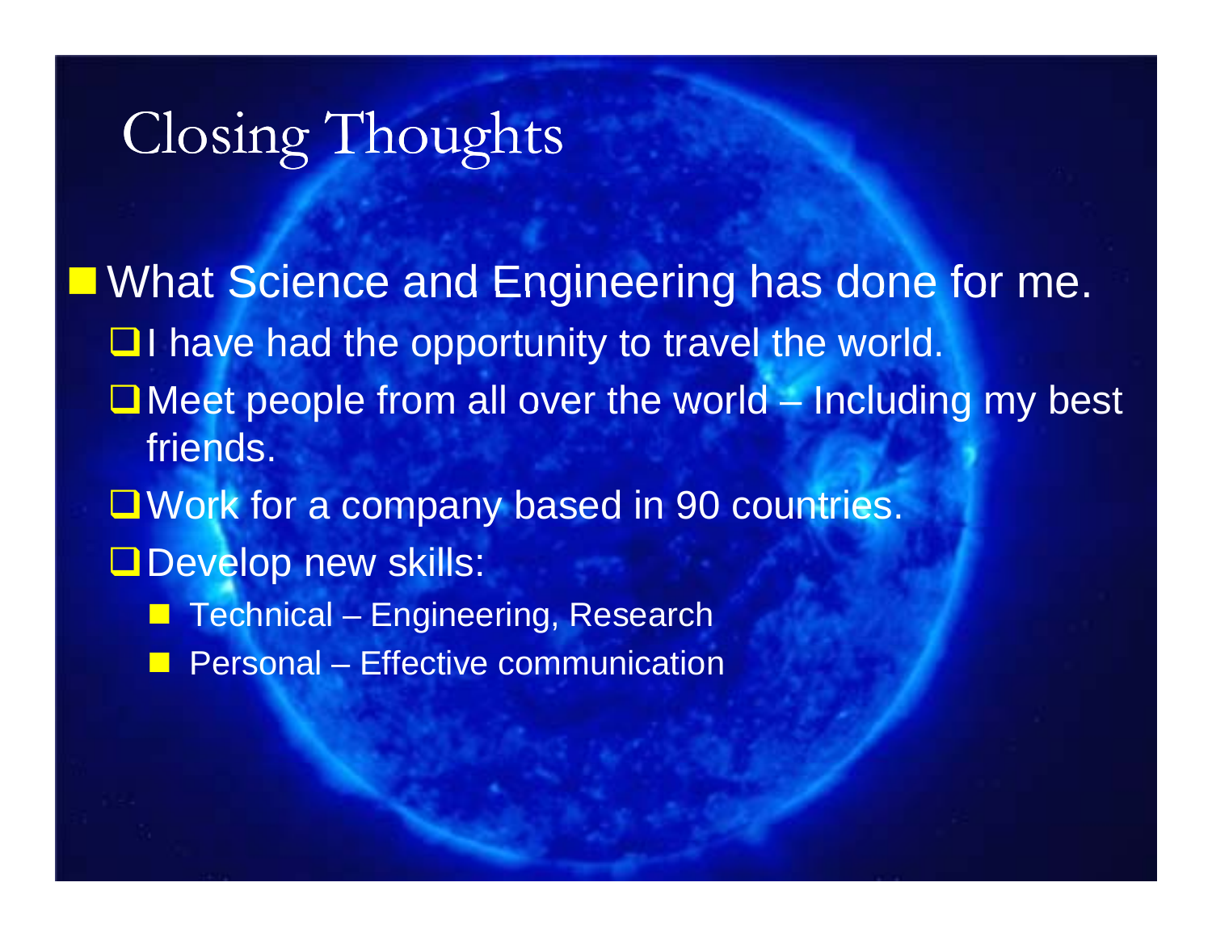# Closing Thoughts

- What Science and Engineering has done for me.
  - I have had the opportunity to travel the world.
  - Meet people from all over the world – Including my best friends.
  - Work for a company based in 90 countries.
  - Develop new skills:
    - Technical – Engineering, Research
    - Personal – Effective communication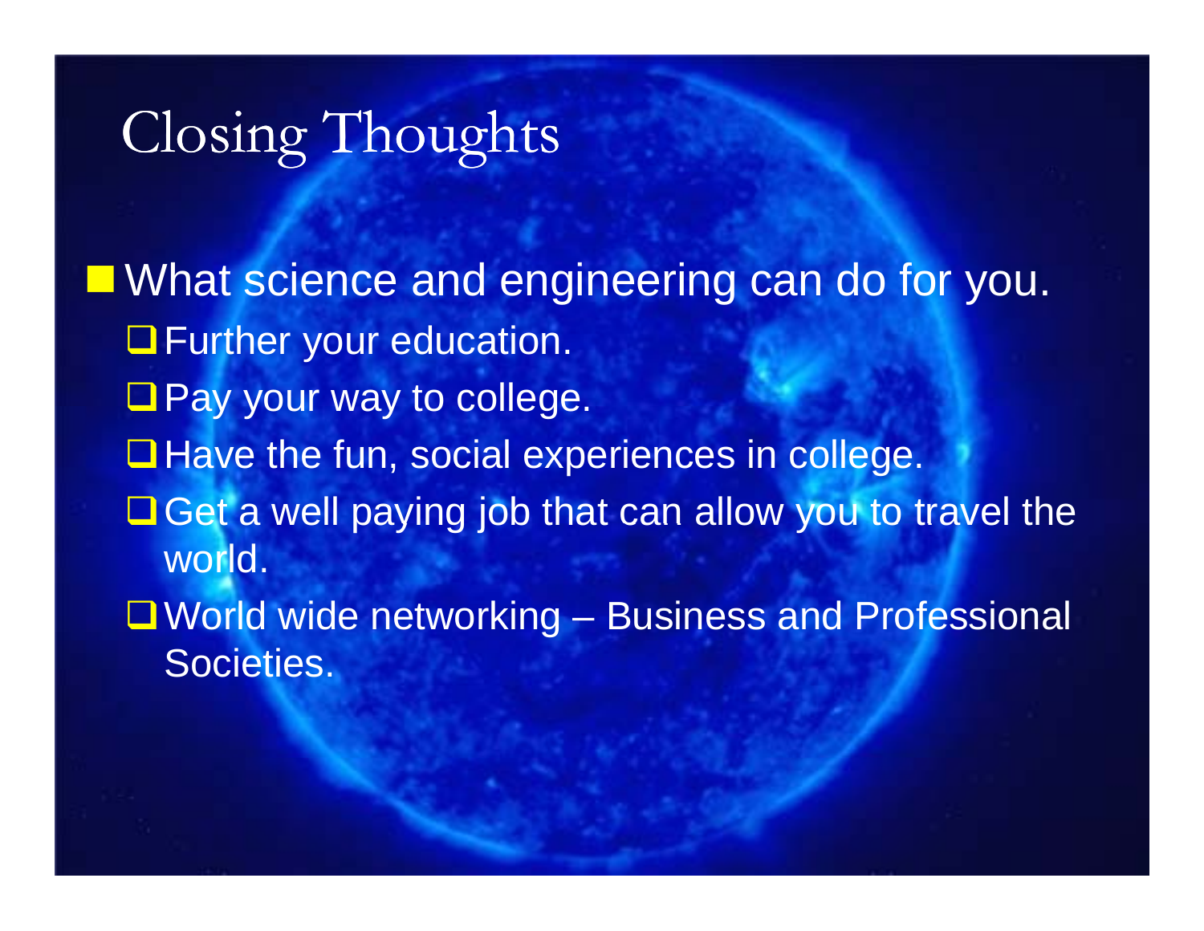# Closing Thoughts

- What science and engineering can do for you.
  - Further your education.
  - Pay your way to college.
  - Have the fun, social experiences in college.
  - Get a well paying job that can allow you to travel the world.
  - World wide networking – Business and Professional Societies.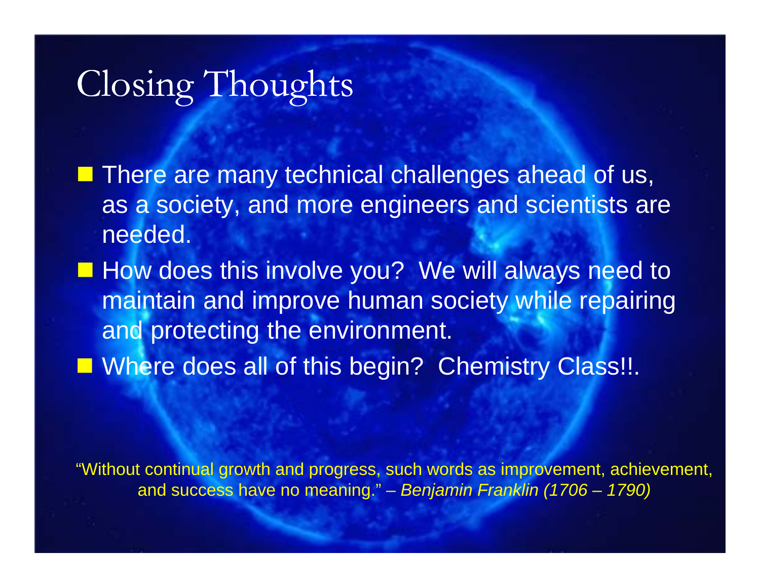# Closing Thoughts

- There are many technical challenges ahead of us, as a society, and more engineers and scientists are needed.
- How does this involve you? We will always need to maintain and improve human society while repairing and protecting the environment.
- Where does all of this begin? Chemistry Class!!.

"Without continual growth and progress, such words as improvement, achievement, and success have no meaning." – *Benjamin Franklin (1706 – 1790)*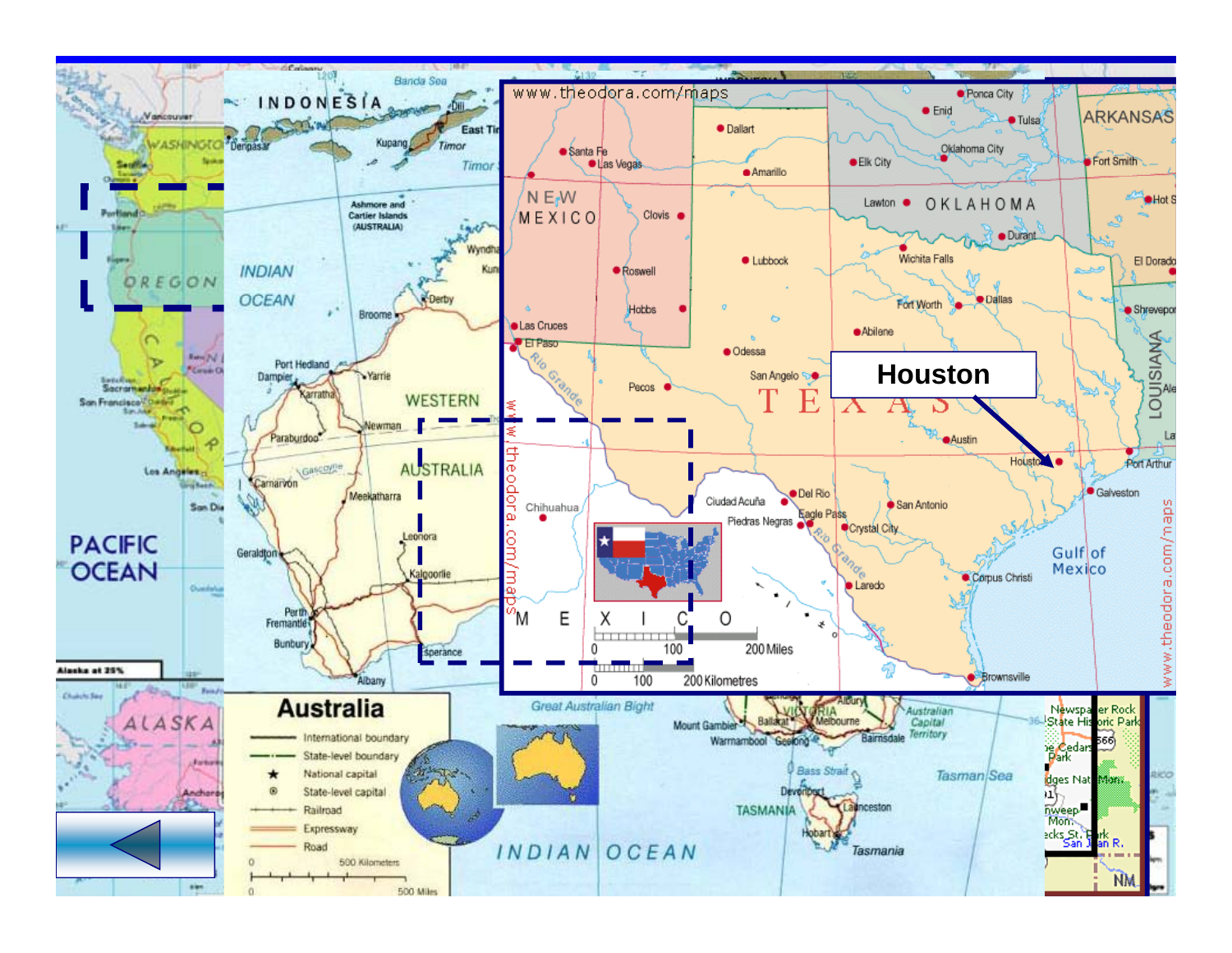Houston